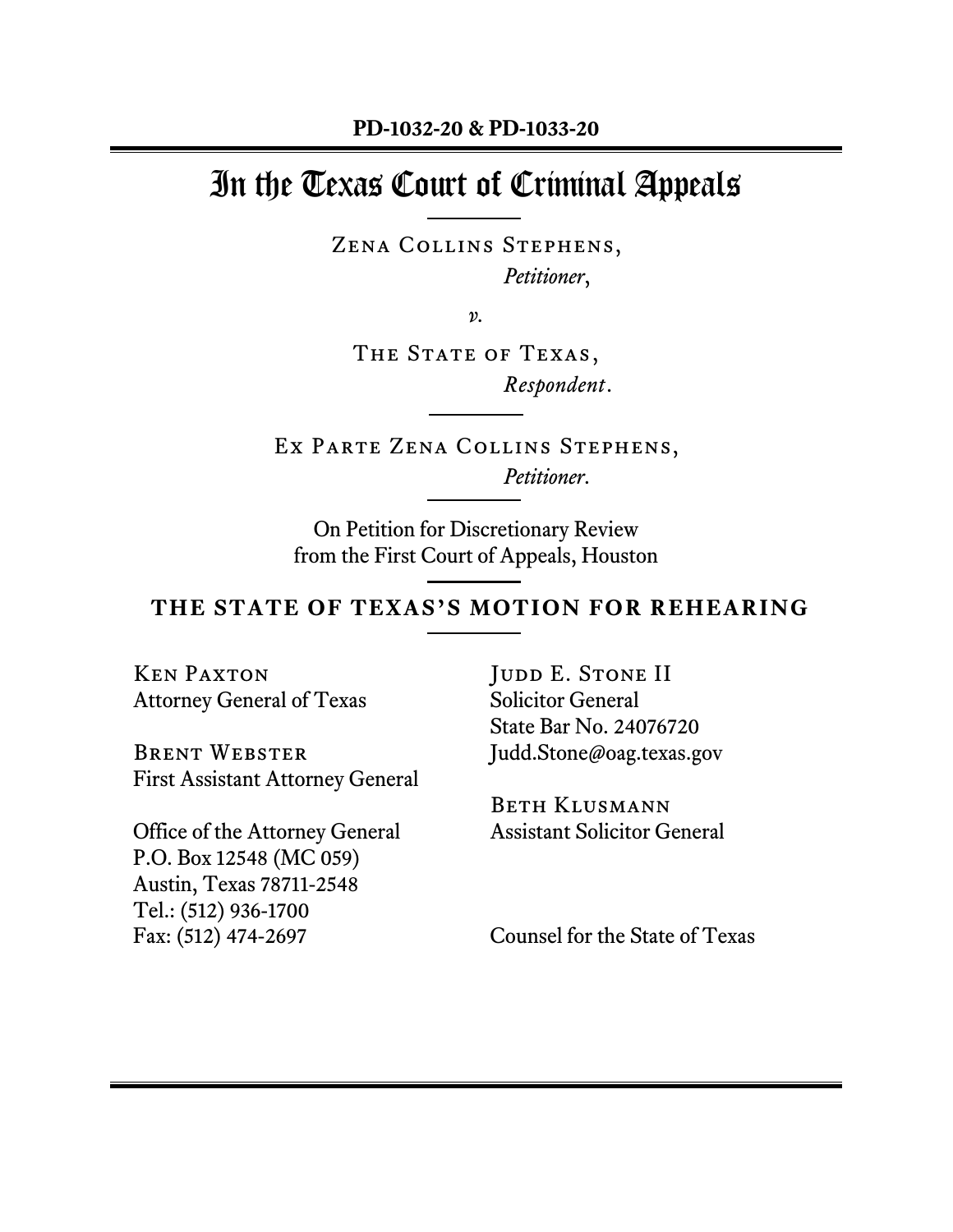**PD-1032-20 & PD-1033-20**

# In the Texas Court of Criminal Appeals

Zena Collins Stephens,
*Petitioner*,

*v.*

The State of Texas,
*Respondent*.

Ex Parte Zena Collins Stephens,
*Petitioner*.

On Petition for Discretionary Review
from the First Court of Appeals, Houston

## THE STATE OF TEXAS'S MOTION FOR REHEARING

Ken Paxton
Attorney General of Texas

Brent Webster
First Assistant Attorney General

Office of the Attorney General
P.O. Box 12548 (MC 059)
Austin, Texas 78711-2548
Tel.: (512) 936-1700
Fax: (512) 474-2697

Judd E. Stone II
Solicitor General
State Bar No. 24076720
Judd.Stone@oag.texas.gov

Beth Klusmann
Assistant Solicitor General

Counsel for the State of Texas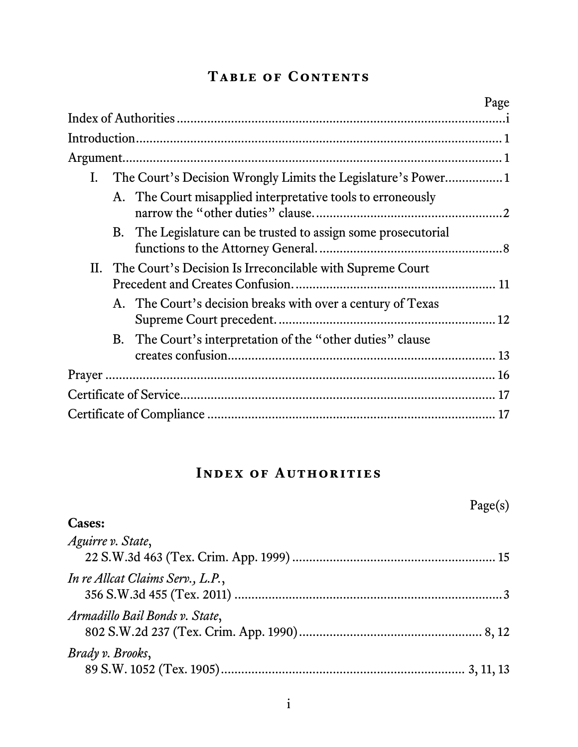## Table of Contents

| | Page |
|---|---|
| Index of Authorities | i |
| Introduction | 1 |
| Argument | 1 |
| I. The Court's Decision Wrongly Limits the Legislature's Power | 1 |
| A. The Court misapplied interpretative tools to erroneously narrow the "other duties" clause. | 2 |
| B. The Legislature can be trusted to assign some prosecutorial functions to the Attorney General. | 8 |
| II. The Court's Decision Is Irreconcilable with Supreme Court Precedent and Creates Confusion. | 11 |
| A. The Court's decision breaks with over a century of Texas Supreme Court precedent. | 12 |
| B. The Court's interpretation of the "other duties" clause creates confusion. | 13 |
| Prayer | 16 |
| Certificate of Service | 17 |
| Certificate of Compliance | 17 |

## Index of Authorities

| | Page(s) |
|---|---|
| **Cases:** | |
| *Aguirre v. State*, 22 S.W.3d 463 (Tex. Crim. App. 1999) | 15 |
| *In re Allcat Claims Serv., L.P.*, 356 S.W.3d 455 (Tex. 2011) | 3 |
| *Armadillo Bail Bonds v. State*, 802 S.W.2d 237 (Tex. Crim. App. 1990) | 8, 12 |
| *Brady v. Brooks*, 89 S.W. 1052 (Tex. 1905) | 3, 11, 13 |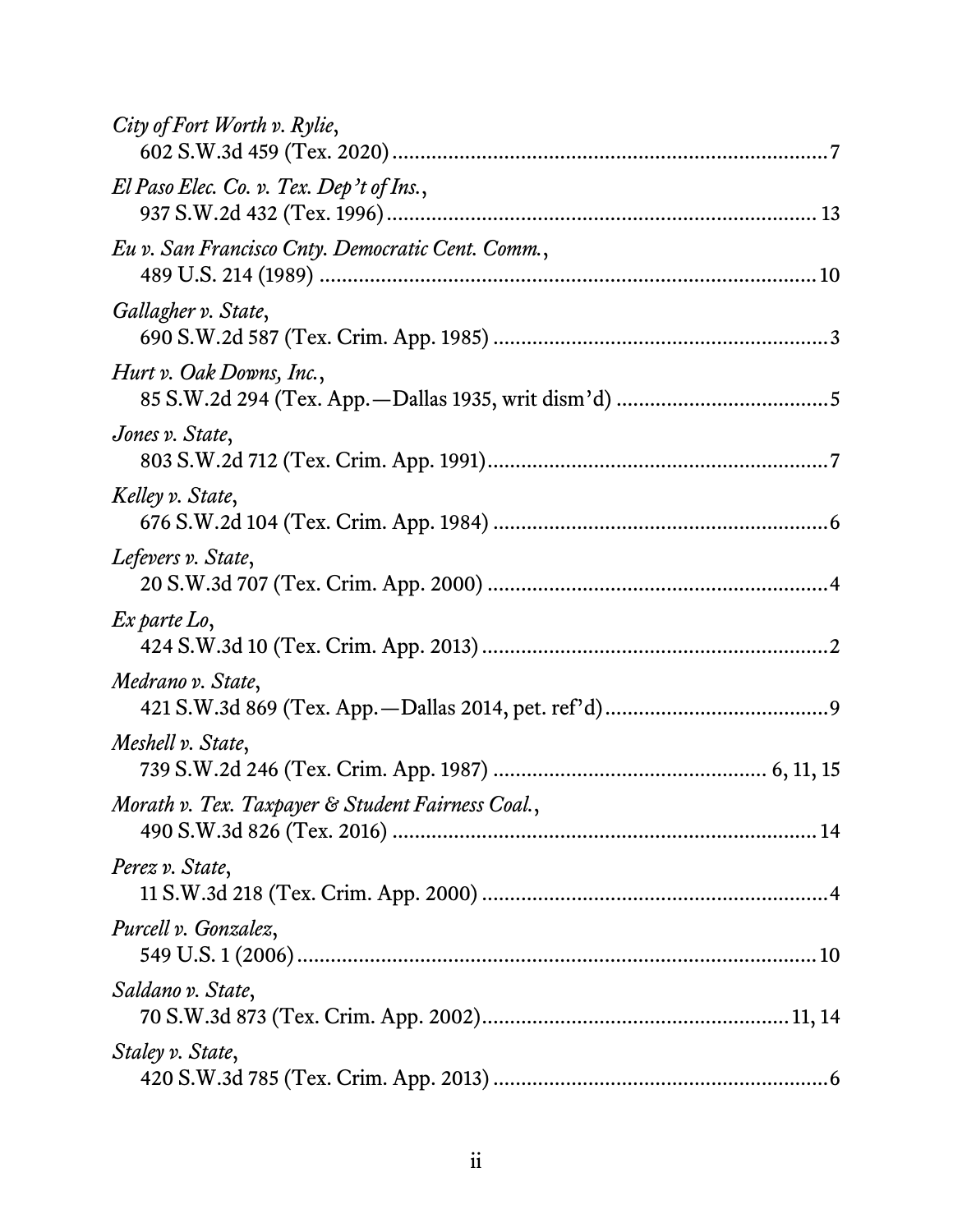*City of Fort Worth v. Rylie*,
602 S.W.3d 459 (Tex. 2020) ............................................................................7

*El Paso Elec. Co. v. Tex. Dep't of Ins.*,
937 S.W.2d 432 (Tex. 1996) ............................................................................ 13

*Eu v. San Francisco Cnty. Democratic Cent. Comm.*,
489 U.S. 214 (1989) ........................................................................................ 10

*Gallagher v. State*,
690 S.W.2d 587 (Tex. Crim. App. 1985) ............................................................3

*Hurt v. Oak Downs, Inc.*,
85 S.W.2d 294 (Tex. App.—Dallas 1935, writ dism'd) .....................................5

*Jones v. State*,
803 S.W.2d 712 (Tex. Crim. App. 1991)............................................................7

*Kelley v. State*,
676 S.W.2d 104 (Tex. Crim. App. 1984) ............................................................6

*Lefevers v. State*,
20 S.W.3d 707 (Tex. Crim. App. 2000) ..............................................................4

*Ex parte Lo*,
424 S.W.3d 10 (Tex. Crim. App. 2013) ..............................................................2

*Medrano v. State*,
421 S.W.3d 869 (Tex. App.—Dallas 2014, pet. ref'd).......................................9

*Meshell v. State*,
739 S.W.2d 246 (Tex. Crim. App. 1987) ............................................... 6, 11, 15

*Morath v. Tex. Taxpayer & Student Fairness Coal.*,
490 S.W.3d 826 (Tex. 2016) ............................................................................ 14

*Perez v. State*,
11 S.W.3d 218 (Tex. Crim. App. 2000) ..............................................................4

*Purcell v. Gonzalez*,
549 U.S. 1 (2006)............................................................................................. 10

*Saldano v. State*,
70 S.W.3d 873 (Tex. Crim. App. 2002)....................................................... 11, 14

*Staley v. State*,
420 S.W.3d 785 (Tex. Crim. App. 2013) ............................................................6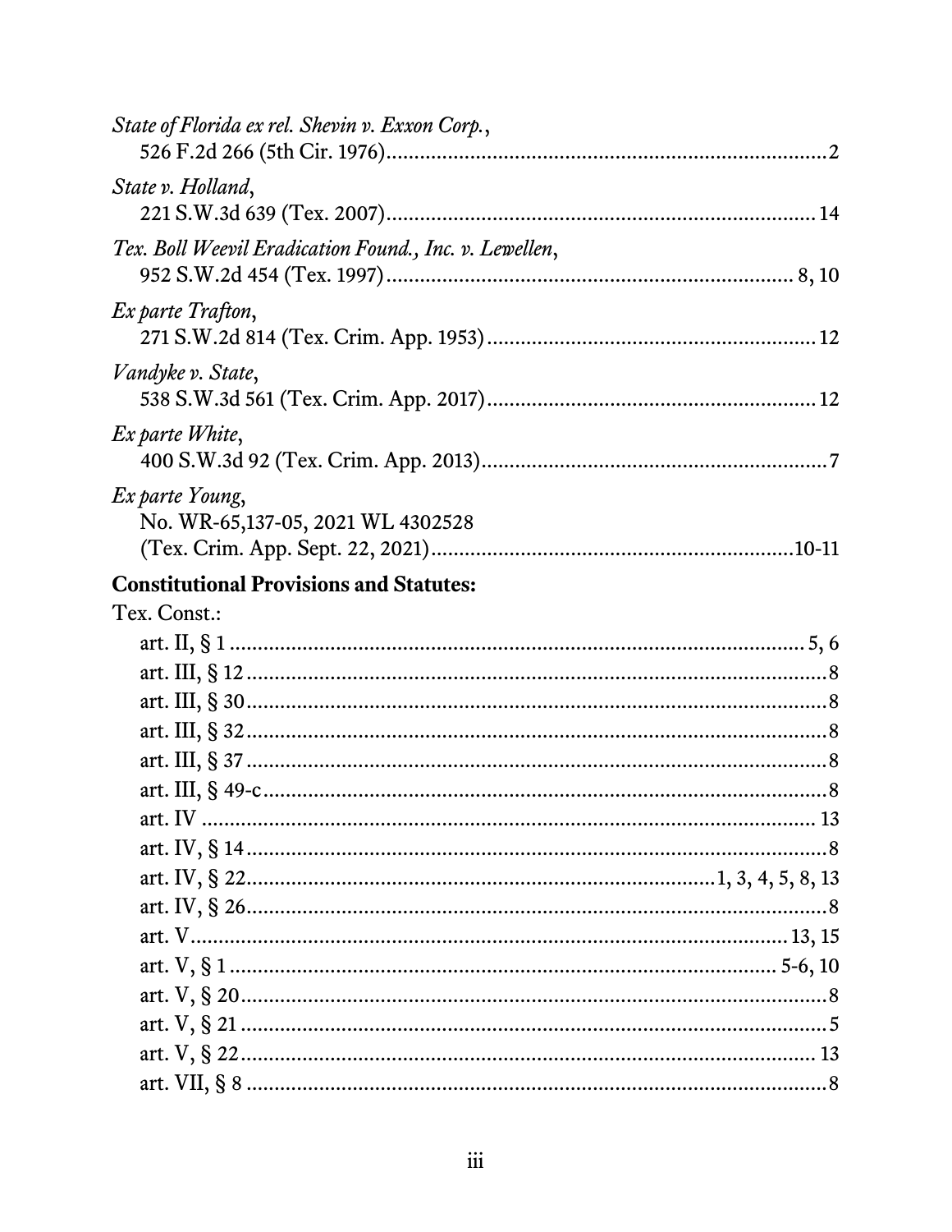*State of Florida ex rel. Shevin v. Exxon Corp.*,
526 F.2d 266 (5th Cir. 1976)....................................................................2

*State v. Holland*,
221 S.W.3d 639 (Tex. 2007)....................................................................14

*Tex. Boll Weevil Eradication Found., Inc. v. Lewellen*,
952 S.W.2d 454 (Tex. 1997)....................................................................8, 10

*Ex parte Trafton*,
271 S.W.2d 814 (Tex. Crim. App. 1953)....................................................12

*Vandyke v. State*,
538 S.W.3d 561 (Tex. Crim. App. 2017)....................................................12

*Ex parte White*,
400 S.W.3d 92 (Tex. Crim. App. 2013)......................................................7

*Ex parte Young*,
No. WR-65,137-05, 2021 WL 4302528
(Tex. Crim. App. Sept. 22, 2021)................................................................10-11

**Constitutional Provisions and Statutes:**

Tex. Const.:

- art. II, § 1 ....................................................................................5, 6
- art. III, § 12 ..................................................................................8
- art. III, § 30 ..................................................................................8
- art. III, § 32 ..................................................................................8
- art. III, § 37 ..................................................................................8
- art. III, § 49-c ...............................................................................8
- art. IV ..........................................................................................13
- art. IV, § 14 ..................................................................................8
- art. IV, § 22 ..................................................................................1, 3, 4, 5, 8, 13
- art. IV, § 26 ..................................................................................8
- art. V ...........................................................................................13, 15
- art. V, § 1 ....................................................................................5-6, 10
- art. V, § 20 ..................................................................................8
- art. V, § 21 ..................................................................................5
- art. V, § 22 ..................................................................................13
- art. VII, § 8 .................................................................................8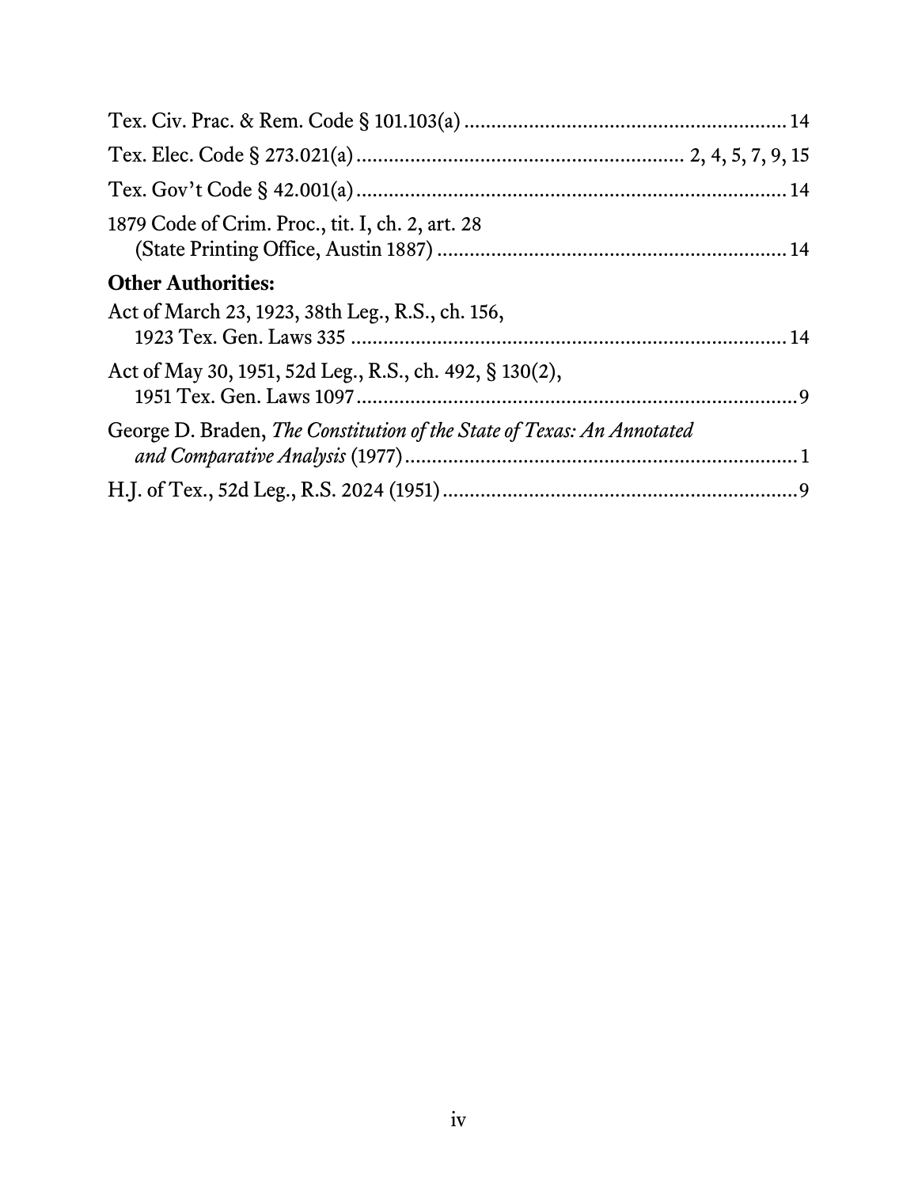Tex. Civ. Prac. & Rem. Code § 101.103(a) .......................................................... 14

Tex. Elec. Code § 273.021(a) ............................................................ 2, 4, 5, 7, 9, 15

Tex. Gov't Code § 42.001(a) .............................................................................. 14

1879 Code of Crim. Proc., tit. I, ch. 2, art. 28
(State Printing Office, Austin 1887) ................................................................ 14

**Other Authorities:**

Act of March 23, 1923, 38th Leg., R.S., ch. 156,
1923 Tex. Gen. Laws 335 ................................................................................. 14

Act of May 30, 1951, 52d Leg., R.S., ch. 492, § 130(2),
1951 Tex. Gen. Laws 1097 .................................................................................. 9

George D. Braden, *The Constitution of the State of Texas: An Annotated and Comparative Analysis* (1977) ........................................................................ 1

H.J. of Tex., 52d Leg., R.S. 2024 (1951) .................................................................. 9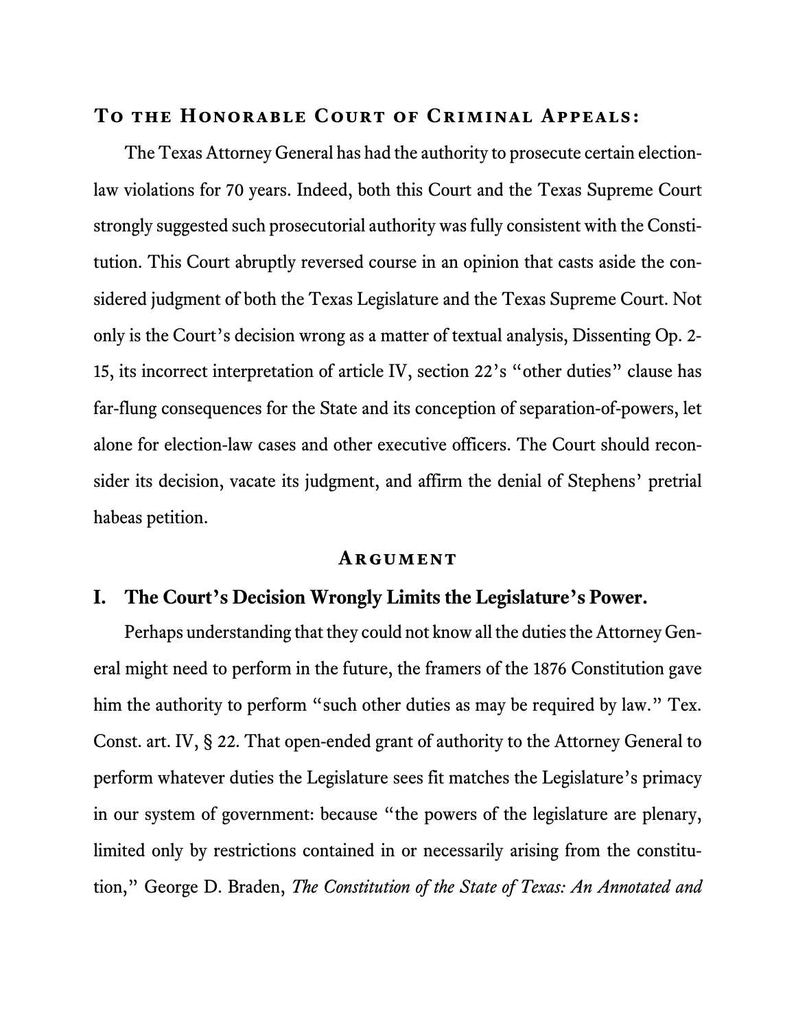**To the Honorable Court of Criminal Appeals:**

The Texas Attorney General has had the authority to prosecute certain election-law violations for 70 years. Indeed, both this Court and the Texas Supreme Court strongly suggested such prosecutorial authority was fully consistent with the Constitution. This Court abruptly reversed course in an opinion that casts aside the considered judgment of both the Texas Legislature and the Texas Supreme Court. Not only is the Court's decision wrong as a matter of textual analysis, Dissenting Op. 2-15, its incorrect interpretation of article IV, section 22's "other duties" clause has far-flung consequences for the State and its conception of separation-of-powers, let alone for election-law cases and other executive officers. The Court should reconsider its decision, vacate its judgment, and affirm the denial of Stephens' pretrial habeas petition.

## Argument

### I. The Court's Decision Wrongly Limits the Legislature's Power.

Perhaps understanding that they could not know all the duties the Attorney General might need to perform in the future, the framers of the 1876 Constitution gave him the authority to perform "such other duties as may be required by law." Tex. Const. art. IV, § 22. That open-ended grant of authority to the Attorney General to perform whatever duties the Legislature sees fit matches the Legislature's primacy in our system of government: because "the powers of the legislature are plenary, limited only by restrictions contained in or necessarily arising from the constitution," George D. Braden, *The Constitution of the State of Texas: An Annotated and*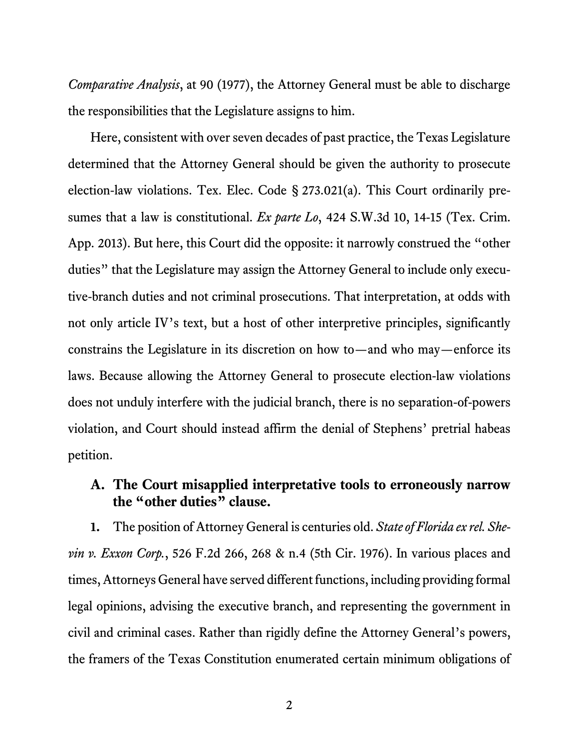*Comparative Analysis*, at 90 (1977), the Attorney General must be able to discharge the responsibilities that the Legislature assigns to him.

Here, consistent with over seven decades of past practice, the Texas Legislature determined that the Attorney General should be given the authority to prosecute election-law violations. Tex. Elec. Code § 273.021(a). This Court ordinarily presumes that a law is constitutional. *Ex parte Lo*, 424 S.W.3d 10, 14-15 (Tex. Crim. App. 2013). But here, this Court did the opposite: it narrowly construed the "other duties" that the Legislature may assign the Attorney General to include only executive-branch duties and not criminal prosecutions. That interpretation, at odds with not only article IV's text, but a host of other interpretive principles, significantly constrains the Legislature in its discretion on how to—and who may—enforce its laws. Because allowing the Attorney General to prosecute election-law violations does not unduly interfere with the judicial branch, there is no separation-of-powers violation, and Court should instead affirm the denial of Stephens' pretrial habeas petition.

### A. The Court misapplied interpretative tools to erroneously narrow the "other duties" clause.

**1.** The position of Attorney General is centuries old. *State of Florida ex rel. Shevin v. Exxon Corp.*, 526 F.2d 266, 268 & n.4 (5th Cir. 1976). In various places and times, Attorneys General have served different functions, including providing formal legal opinions, advising the executive branch, and representing the government in civil and criminal cases. Rather than rigidly define the Attorney General's powers, the framers of the Texas Constitution enumerated certain minimum obligations of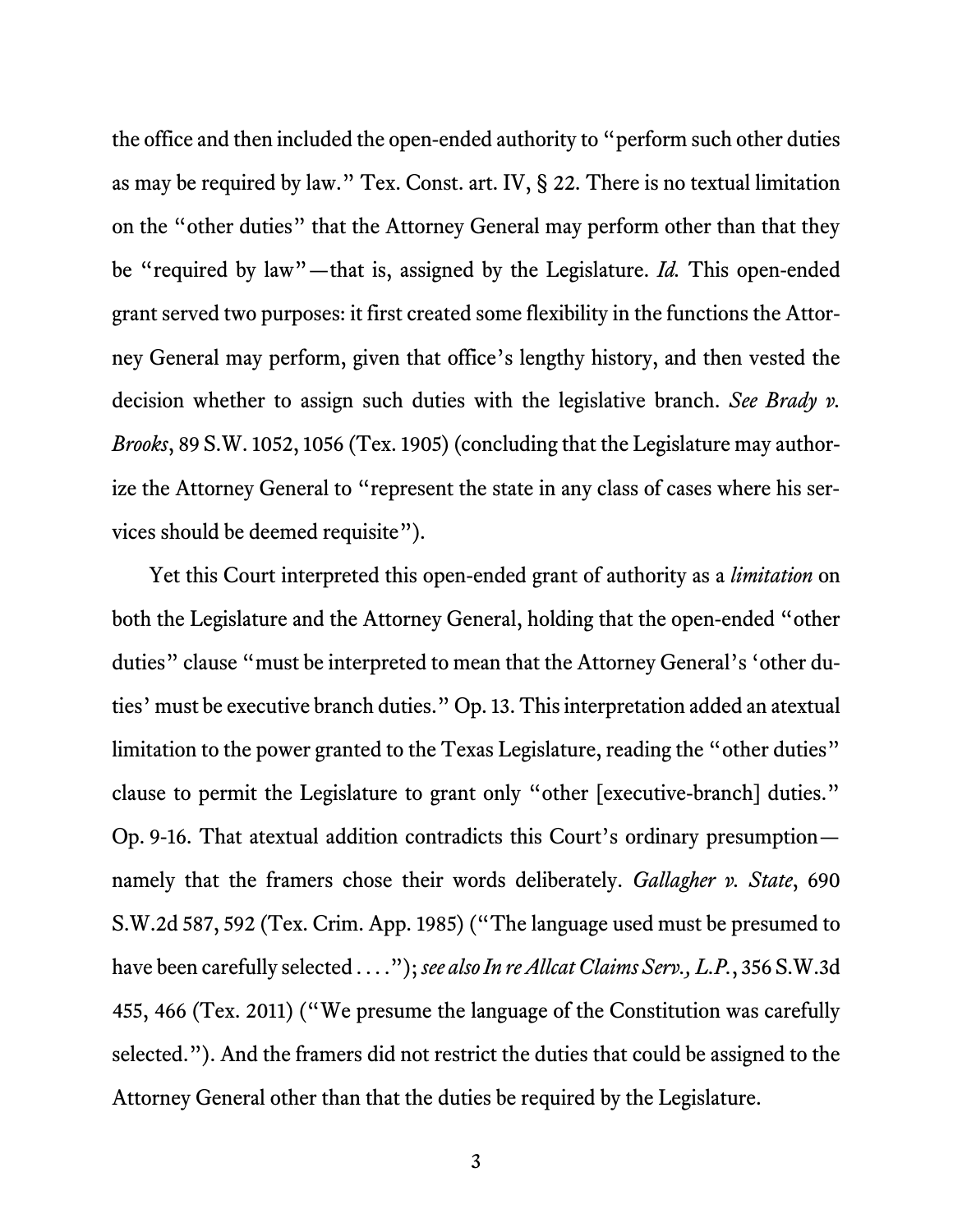the office and then included the open-ended authority to "perform such other duties as may be required by law." Tex. Const. art. IV, § 22. There is no textual limitation on the "other duties" that the Attorney General may perform other than that they be "required by law"—that is, assigned by the Legislature. *Id.* This open-ended grant served two purposes: it first created some flexibility in the functions the Attorney General may perform, given that office's lengthy history, and then vested the decision whether to assign such duties with the legislative branch. *See Brady v. Brooks*, 89 S.W. 1052, 1056 (Tex. 1905) (concluding that the Legislature may authorize the Attorney General to "represent the state in any class of cases where his services should be deemed requisite").

Yet this Court interpreted this open-ended grant of authority as a *limitation* on both the Legislature and the Attorney General, holding that the open-ended "other duties" clause "must be interpreted to mean that the Attorney General's 'other duties' must be executive branch duties." Op. 13. This interpretation added an atextual limitation to the power granted to the Texas Legislature, reading the "other duties" clause to permit the Legislature to grant only "other [executive-branch] duties." Op. 9-16. That atextual addition contradicts this Court's ordinary presumption—namely that the framers chose their words deliberately. *Gallagher v. State*, 690 S.W.2d 587, 592 (Tex. Crim. App. 1985) ("The language used must be presumed to have been carefully selected . . . ."); *see also In re Allcat Claims Serv., L.P.*, 356 S.W.3d 455, 466 (Tex. 2011) ("We presume the language of the Constitution was carefully selected."). And the framers did not restrict the duties that could be assigned to the Attorney General other than that the duties be required by the Legislature.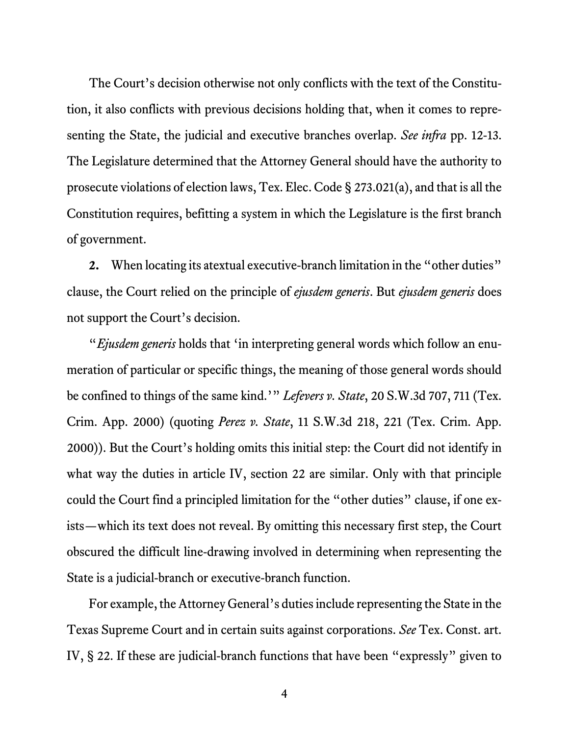The Court's decision otherwise not only conflicts with the text of the Constitution, it also conflicts with previous decisions holding that, when it comes to representing the State, the judicial and executive branches overlap. *See infra* pp. 12-13. The Legislature determined that the Attorney General should have the authority to prosecute violations of election laws, Tex. Elec. Code § 273.021(a), and that is all the Constitution requires, befitting a system in which the Legislature is the first branch of government.

**2.** When locating its atextual executive-branch limitation in the "other duties" clause, the Court relied on the principle of *ejusdem generis*. But *ejusdem generis* does not support the Court's decision.

"*Ejusdem generis* holds that 'in interpreting general words which follow an enumeration of particular or specific things, the meaning of those general words should be confined to things of the same kind.'" *Lefevers v. State*, 20 S.W.3d 707, 711 (Tex. Crim. App. 2000) (quoting *Perez v. State*, 11 S.W.3d 218, 221 (Tex. Crim. App. 2000)). But the Court's holding omits this initial step: the Court did not identify in what way the duties in article IV, section 22 are similar. Only with that principle could the Court find a principled limitation for the "other duties" clause, if one exists—which its text does not reveal. By omitting this necessary first step, the Court obscured the difficult line-drawing involved in determining when representing the State is a judicial-branch or executive-branch function.

For example, the Attorney General's duties include representing the State in the Texas Supreme Court and in certain suits against corporations. *See* Tex. Const. art. IV, § 22. If these are judicial-branch functions that have been "expressly" given to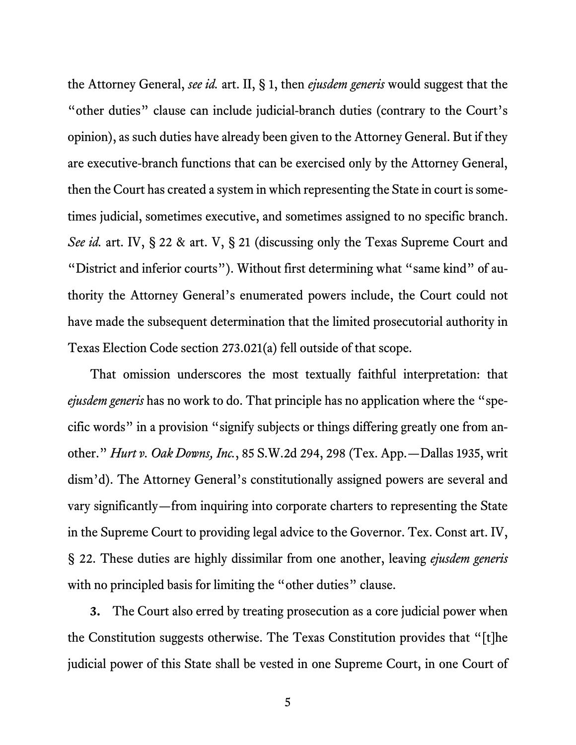the Attorney General, *see id.* art. II, § 1, then *ejusdem generis* would suggest that the "other duties" clause can include judicial-branch duties (contrary to the Court's opinion), as such duties have already been given to the Attorney General. But if they are executive-branch functions that can be exercised only by the Attorney General, then the Court has created a system in which representing the State in court is sometimes judicial, sometimes executive, and sometimes assigned to no specific branch. *See id.* art. IV, § 22 & art. V, § 21 (discussing only the Texas Supreme Court and "District and inferior courts"). Without first determining what "same kind" of authority the Attorney General's enumerated powers include, the Court could not have made the subsequent determination that the limited prosecutorial authority in Texas Election Code section 273.021(a) fell outside of that scope.

That omission underscores the most textually faithful interpretation: that *ejusdem generis* has no work to do. That principle has no application where the "specific words" in a provision "signify subjects or things differing greatly one from another." *Hurt v. Oak Downs, Inc.*, 85 S.W.2d 294, 298 (Tex. App.—Dallas 1935, writ dism'd). The Attorney General's constitutionally assigned powers are several and vary significantly—from inquiring into corporate charters to representing the State in the Supreme Court to providing legal advice to the Governor. Tex. Const art. IV, § 22. These duties are highly dissimilar from one another, leaving *ejusdem generis* with no principled basis for limiting the "other duties" clause.

**3.** The Court also erred by treating prosecution as a core judicial power when the Constitution suggests otherwise. The Texas Constitution provides that "[t]he judicial power of this State shall be vested in one Supreme Court, in one Court of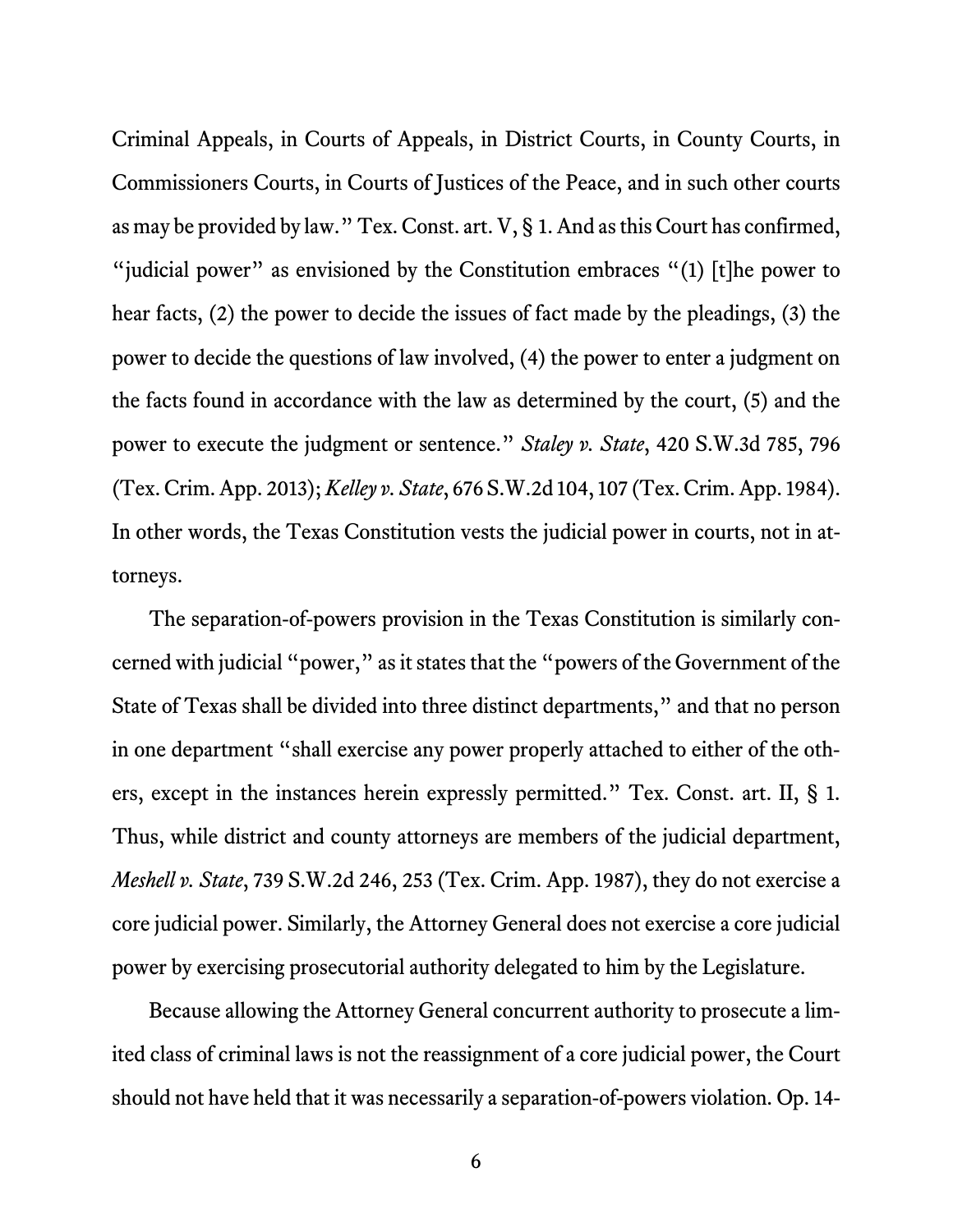Criminal Appeals, in Courts of Appeals, in District Courts, in County Courts, in Commissioners Courts, in Courts of Justices of the Peace, and in such other courts as may be provided by law." Tex. Const. art. V, § 1. And as this Court has confirmed, "judicial power" as envisioned by the Constitution embraces "(1) [t]he power to hear facts, (2) the power to decide the issues of fact made by the pleadings, (3) the power to decide the questions of law involved, (4) the power to enter a judgment on the facts found in accordance with the law as determined by the court, (5) and the power to execute the judgment or sentence." *Staley v. State*, 420 S.W.3d 785, 796 (Tex. Crim. App. 2013); *Kelley v. State*, 676 S.W.2d 104, 107 (Tex. Crim. App. 1984). In other words, the Texas Constitution vests the judicial power in courts, not in attorneys.

The separation-of-powers provision in the Texas Constitution is similarly concerned with judicial "power," as it states that the "powers of the Government of the State of Texas shall be divided into three distinct departments," and that no person in one department "shall exercise any power properly attached to either of the others, except in the instances herein expressly permitted." Tex. Const. art. II, § 1. Thus, while district and county attorneys are members of the judicial department, *Meshell v. State*, 739 S.W.2d 246, 253 (Tex. Crim. App. 1987), they do not exercise a core judicial power. Similarly, the Attorney General does not exercise a core judicial power by exercising prosecutorial authority delegated to him by the Legislature.

Because allowing the Attorney General concurrent authority to prosecute a limited class of criminal laws is not the reassignment of a core judicial power, the Court should not have held that it was necessarily a separation-of-powers violation. Op. 14-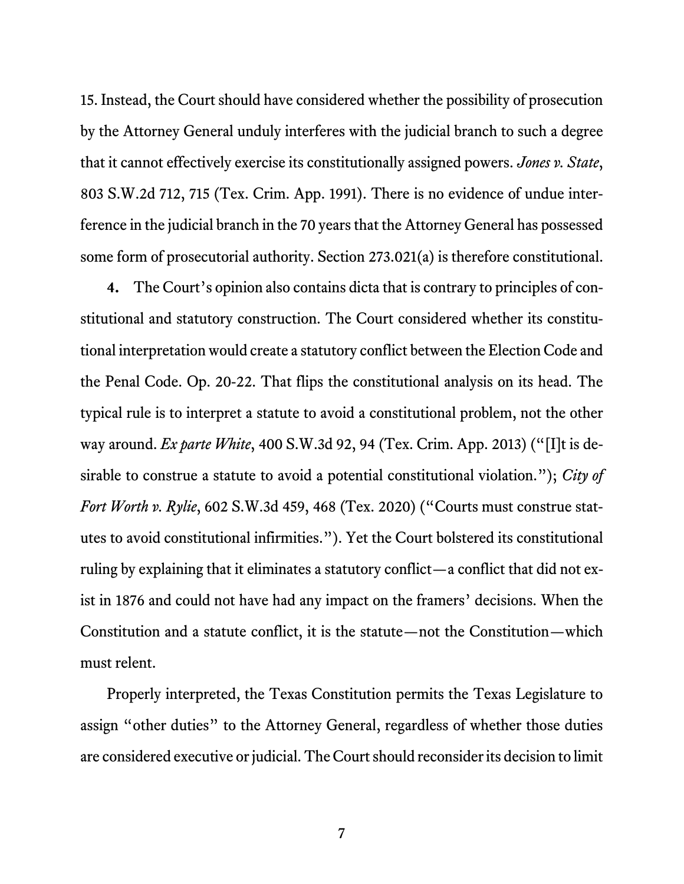15. Instead, the Court should have considered whether the possibility of prosecution by the Attorney General unduly interferes with the judicial branch to such a degree that it cannot effectively exercise its constitutionally assigned powers. *Jones v. State*, 803 S.W.2d 712, 715 (Tex. Crim. App. 1991). There is no evidence of undue interference in the judicial branch in the 70 years that the Attorney General has possessed some form of prosecutorial authority. Section 273.021(a) is therefore constitutional.

**4.** The Court's opinion also contains dicta that is contrary to principles of constitutional and statutory construction. The Court considered whether its constitutional interpretation would create a statutory conflict between the Election Code and the Penal Code. Op. 20-22. That flips the constitutional analysis on its head. The typical rule is to interpret a statute to avoid a constitutional problem, not the other way around. *Ex parte White*, 400 S.W.3d 92, 94 (Tex. Crim. App. 2013) ("[I]t is desirable to construe a statute to avoid a potential constitutional violation."); *City of Fort Worth v. Rylie*, 602 S.W.3d 459, 468 (Tex. 2020) ("Courts must construe statutes to avoid constitutional infirmities."). Yet the Court bolstered its constitutional ruling by explaining that it eliminates a statutory conflict—a conflict that did not exist in 1876 and could not have had any impact on the framers' decisions. When the Constitution and a statute conflict, it is the statute—not the Constitution—which must relent.

Properly interpreted, the Texas Constitution permits the Texas Legislature to assign "other duties" to the Attorney General, regardless of whether those duties are considered executive or judicial. The Court should reconsider its decision to limit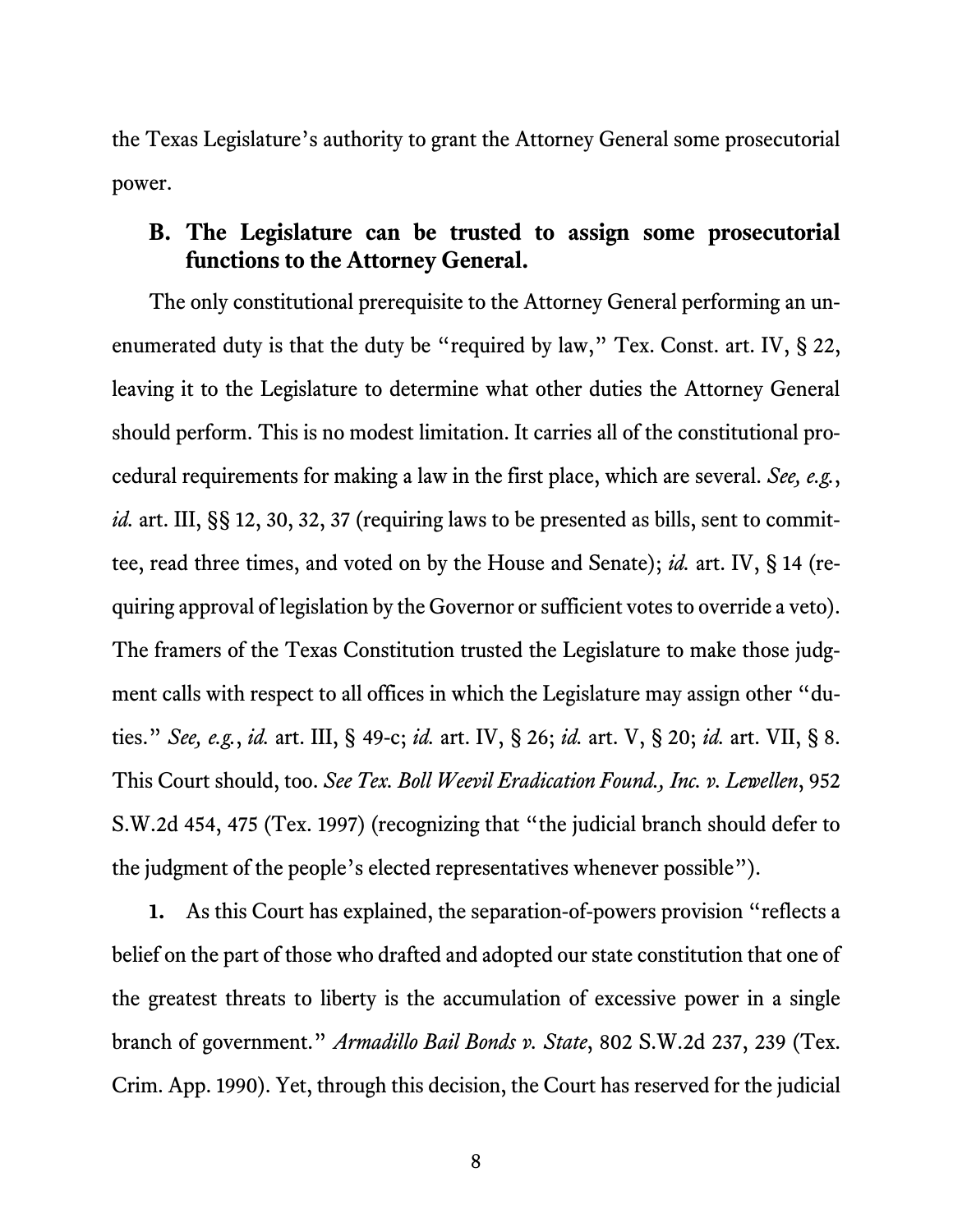the Texas Legislature's authority to grant the Attorney General some prosecutorial power.

### B. The Legislature can be trusted to assign some prosecutorial functions to the Attorney General.

The only constitutional prerequisite to the Attorney General performing an unenumerated duty is that the duty be "required by law," Tex. Const. art. IV, § 22, leaving it to the Legislature to determine what other duties the Attorney General should perform. This is no modest limitation. It carries all of the constitutional procedural requirements for making a law in the first place, which are several. *See, e.g.*, *id.* art. III, §§ 12, 30, 32, 37 (requiring laws to be presented as bills, sent to committee, read three times, and voted on by the House and Senate); *id.* art. IV, § 14 (requiring approval of legislation by the Governor or sufficient votes to override a veto). The framers of the Texas Constitution trusted the Legislature to make those judgment calls with respect to all offices in which the Legislature may assign other "duties." *See, e.g.*, *id.* art. III, § 49-c; *id.* art. IV, § 26; *id.* art. V, § 20; *id.* art. VII, § 8. This Court should, too. *See Tex. Boll Weevil Eradication Found., Inc. v. Lewellen*, 952 S.W.2d 454, 475 (Tex. 1997) (recognizing that "the judicial branch should defer to the judgment of the people's elected representatives whenever possible").

**1.** As this Court has explained, the separation-of-powers provision "reflects a belief on the part of those who drafted and adopted our state constitution that one of the greatest threats to liberty is the accumulation of excessive power in a single branch of government." *Armadillo Bail Bonds v. State*, 802 S.W.2d 237, 239 (Tex. Crim. App. 1990). Yet, through this decision, the Court has reserved for the judicial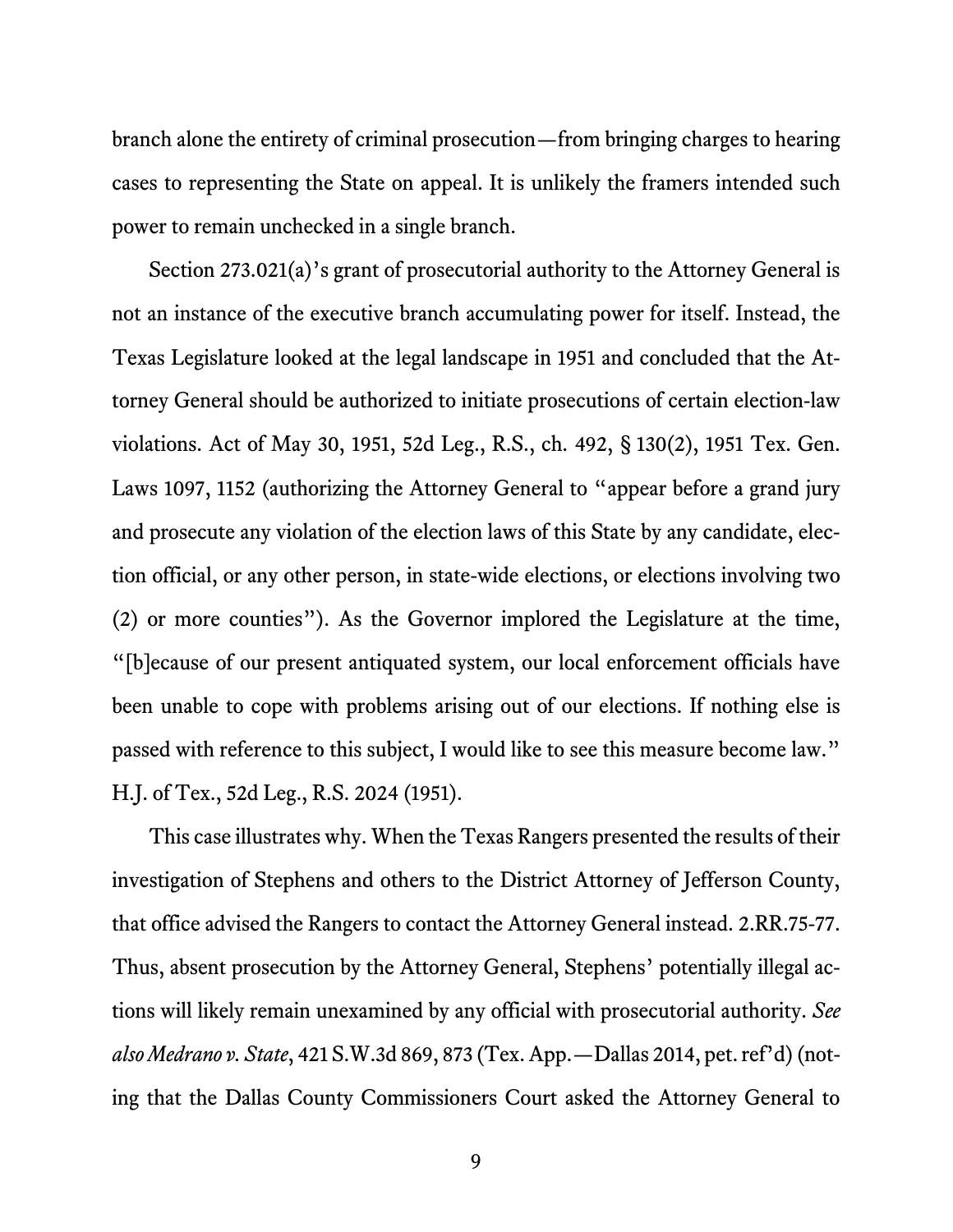branch alone the entirety of criminal prosecution—from bringing charges to hearing cases to representing the State on appeal. It is unlikely the framers intended such power to remain unchecked in a single branch.

Section 273.021(a)'s grant of prosecutorial authority to the Attorney General is not an instance of the executive branch accumulating power for itself. Instead, the Texas Legislature looked at the legal landscape in 1951 and concluded that the Attorney General should be authorized to initiate prosecutions of certain election-law violations. Act of May 30, 1951, 52d Leg., R.S., ch. 492, § 130(2), 1951 Tex. Gen. Laws 1097, 1152 (authorizing the Attorney General to "appear before a grand jury and prosecute any violation of the election laws of this State by any candidate, election official, or any other person, in state-wide elections, or elections involving two (2) or more counties"). As the Governor implored the Legislature at the time, "[b]ecause of our present antiquated system, our local enforcement officials have been unable to cope with problems arising out of our elections. If nothing else is passed with reference to this subject, I would like to see this measure become law." H.J. of Tex., 52d Leg., R.S. 2024 (1951).

This case illustrates why. When the Texas Rangers presented the results of their investigation of Stephens and others to the District Attorney of Jefferson County, that office advised the Rangers to contact the Attorney General instead. 2.RR.75-77. Thus, absent prosecution by the Attorney General, Stephens' potentially illegal actions will likely remain unexamined by any official with prosecutorial authority. *See also Medrano v. State*, 421 S.W.3d 869, 873 (Tex. App.—Dallas 2014, pet. ref'd) (noting that the Dallas County Commissioners Court asked the Attorney General to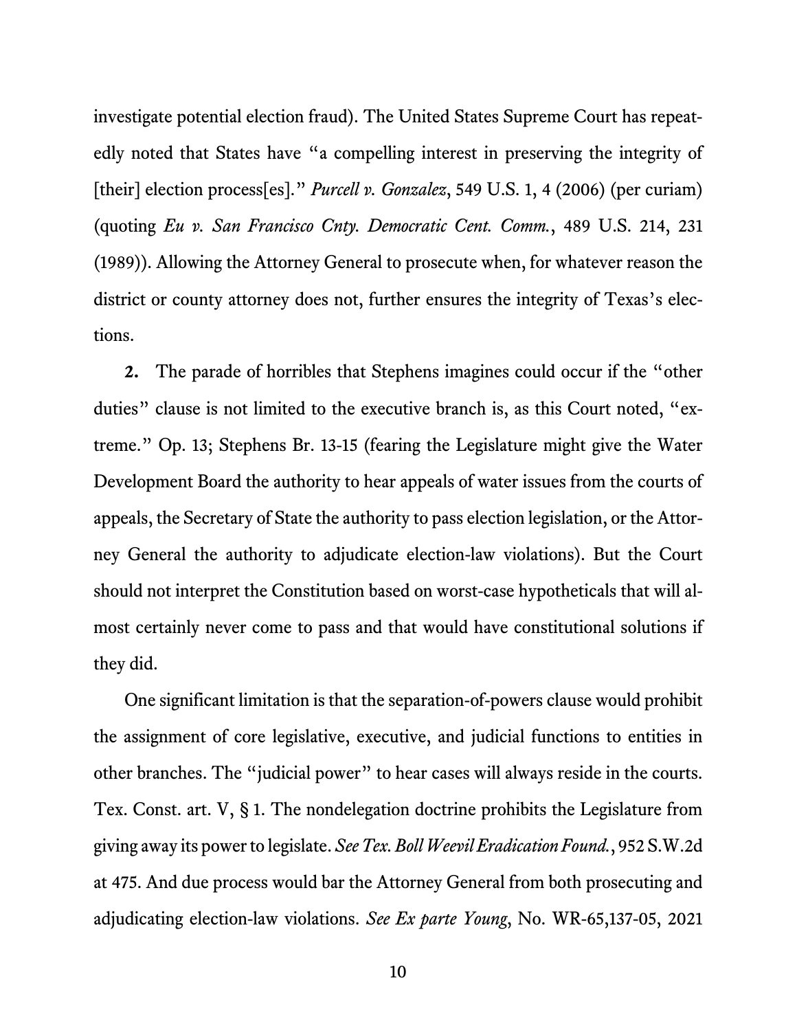investigate potential election fraud). The United States Supreme Court has repeatedly noted that States have "a compelling interest in preserving the integrity of [their] election process[es]." *Purcell v. Gonzalez*, 549 U.S. 1, 4 (2006) (per curiam) (quoting *Eu v. San Francisco Cnty. Democratic Cent. Comm.*, 489 U.S. 214, 231 (1989)). Allowing the Attorney General to prosecute when, for whatever reason the district or county attorney does not, further ensures the integrity of Texas's elections.

**2.** The parade of horribles that Stephens imagines could occur if the "other duties" clause is not limited to the executive branch is, as this Court noted, "extreme." Op. 13; Stephens Br. 13-15 (fearing the Legislature might give the Water Development Board the authority to hear appeals of water issues from the courts of appeals, the Secretary of State the authority to pass election legislation, or the Attorney General the authority to adjudicate election-law violations). But the Court should not interpret the Constitution based on worst-case hypotheticals that will almost certainly never come to pass and that would have constitutional solutions if they did.

One significant limitation is that the separation-of-powers clause would prohibit the assignment of core legislative, executive, and judicial functions to entities in other branches. The "judicial power" to hear cases will always reside in the courts. Tex. Const. art. V, § 1. The nondelegation doctrine prohibits the Legislature from giving away its power to legislate. *See Tex. Boll Weevil Eradication Found.*, 952 S.W.2d at 475. And due process would bar the Attorney General from both prosecuting and adjudicating election-law violations. *See Ex parte Young*, No. WR-65,137-05, 2021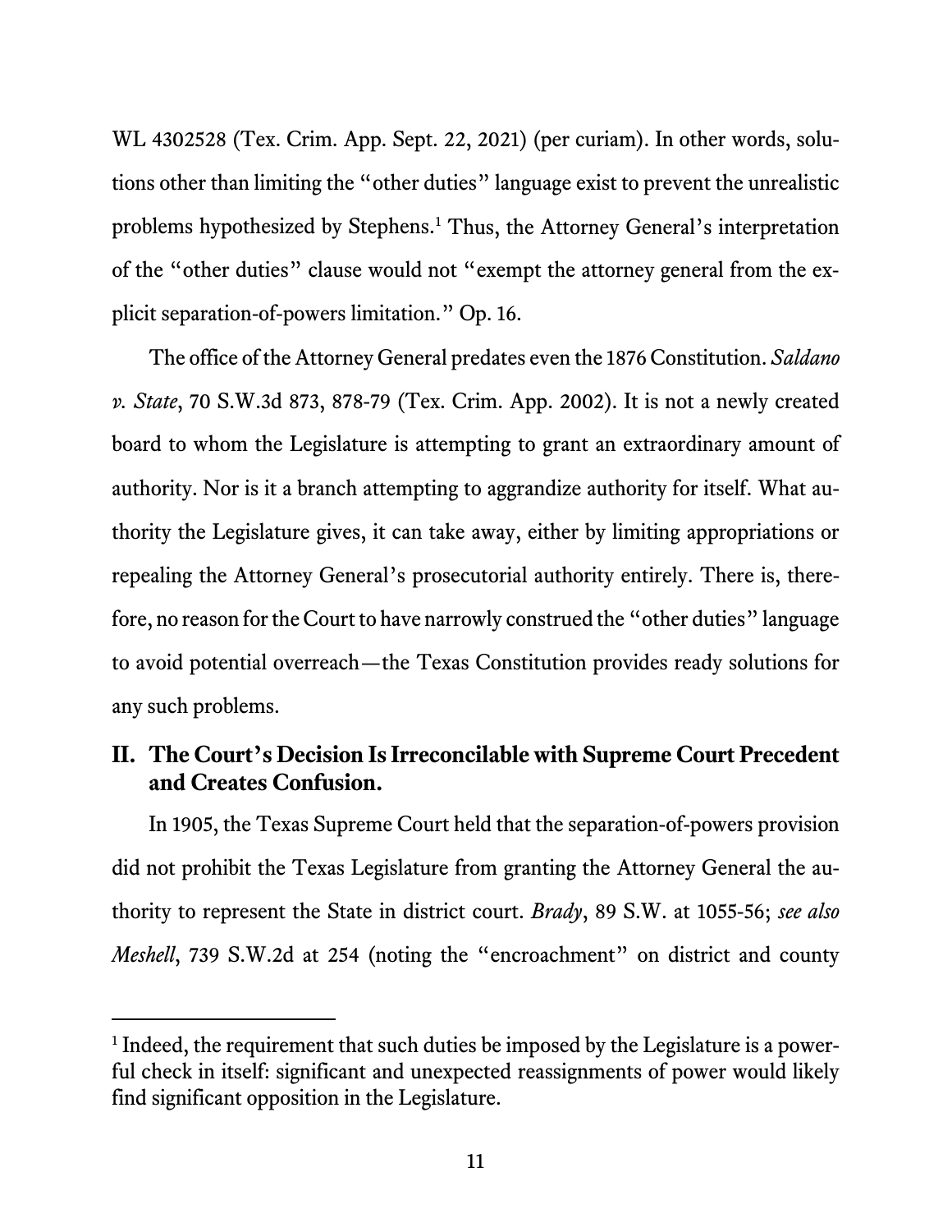WL 4302528 (Tex. Crim. App. Sept. 22, 2021) (per curiam). In other words, solutions other than limiting the "other duties" language exist to prevent the unrealistic problems hypothesized by Stephens.[1] Thus, the Attorney General's interpretation of the "other duties" clause would not "exempt the attorney general from the explicit separation-of-powers limitation." Op. 16.

The office of the Attorney General predates even the 1876 Constitution. *Saldano v. State*, 70 S.W.3d 873, 878-79 (Tex. Crim. App. 2002). It is not a newly created board to whom the Legislature is attempting to grant an extraordinary amount of authority. Nor is it a branch attempting to aggrandize authority for itself. What authority the Legislature gives, it can take away, either by limiting appropriations or repealing the Attorney General's prosecutorial authority entirely. There is, therefore, no reason for the Court to have narrowly construed the "other duties" language to avoid potential overreach—the Texas Constitution provides ready solutions for any such problems.

## II. The Court's Decision Is Irreconcilable with Supreme Court Precedent and Creates Confusion.

In 1905, the Texas Supreme Court held that the separation-of-powers provision did not prohibit the Texas Legislature from granting the Attorney General the authority to represent the State in district court. *Brady*, 89 S.W. at 1055-56; *see also Meshell*, 739 S.W.2d at 254 (noting the "encroachment" on district and county

[1] Indeed, the requirement that such duties be imposed by the Legislature is a powerful check in itself: significant and unexpected reassignments of power would likely find significant opposition in the Legislature.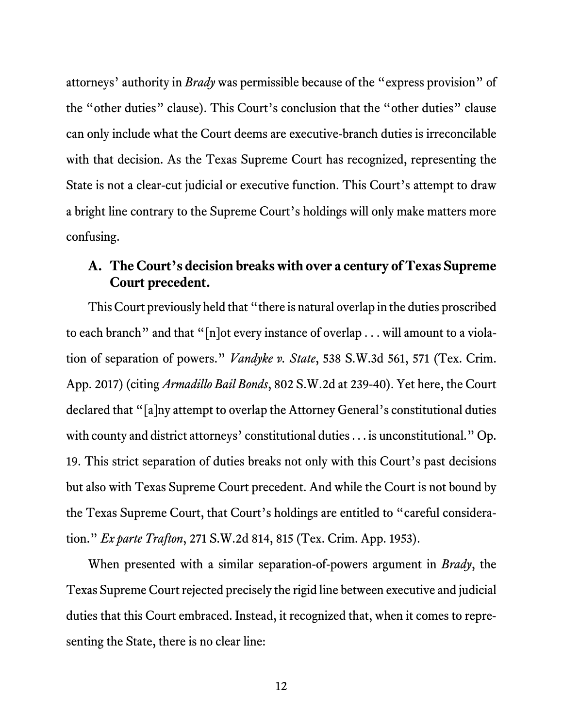attorneys' authority in *Brady* was permissible because of the "express provision" of the "other duties" clause). This Court's conclusion that the "other duties" clause can only include what the Court deems are executive-branch duties is irreconcilable with that decision. As the Texas Supreme Court has recognized, representing the State is not a clear-cut judicial or executive function. This Court's attempt to draw a bright line contrary to the Supreme Court's holdings will only make matters more confusing.

### A. The Court's decision breaks with over a century of Texas Supreme Court precedent.

This Court previously held that "there is natural overlap in the duties proscribed to each branch" and that "[n]ot every instance of overlap . . . will amount to a violation of separation of powers." *Vandyke v. State*, 538 S.W.3d 561, 571 (Tex. Crim. App. 2017) (citing *Armadillo Bail Bonds*, 802 S.W.2d at 239-40). Yet here, the Court declared that "[a]ny attempt to overlap the Attorney General's constitutional duties with county and district attorneys' constitutional duties . . . is unconstitutional." Op. 19. This strict separation of duties breaks not only with this Court's past decisions but also with Texas Supreme Court precedent. And while the Court is not bound by the Texas Supreme Court, that Court's holdings are entitled to "careful consideration." *Ex parte Trafton*, 271 S.W.2d 814, 815 (Tex. Crim. App. 1953).

When presented with a similar separation-of-powers argument in *Brady*, the Texas Supreme Court rejected precisely the rigid line between executive and judicial duties that this Court embraced. Instead, it recognized that, when it comes to representing the State, there is no clear line: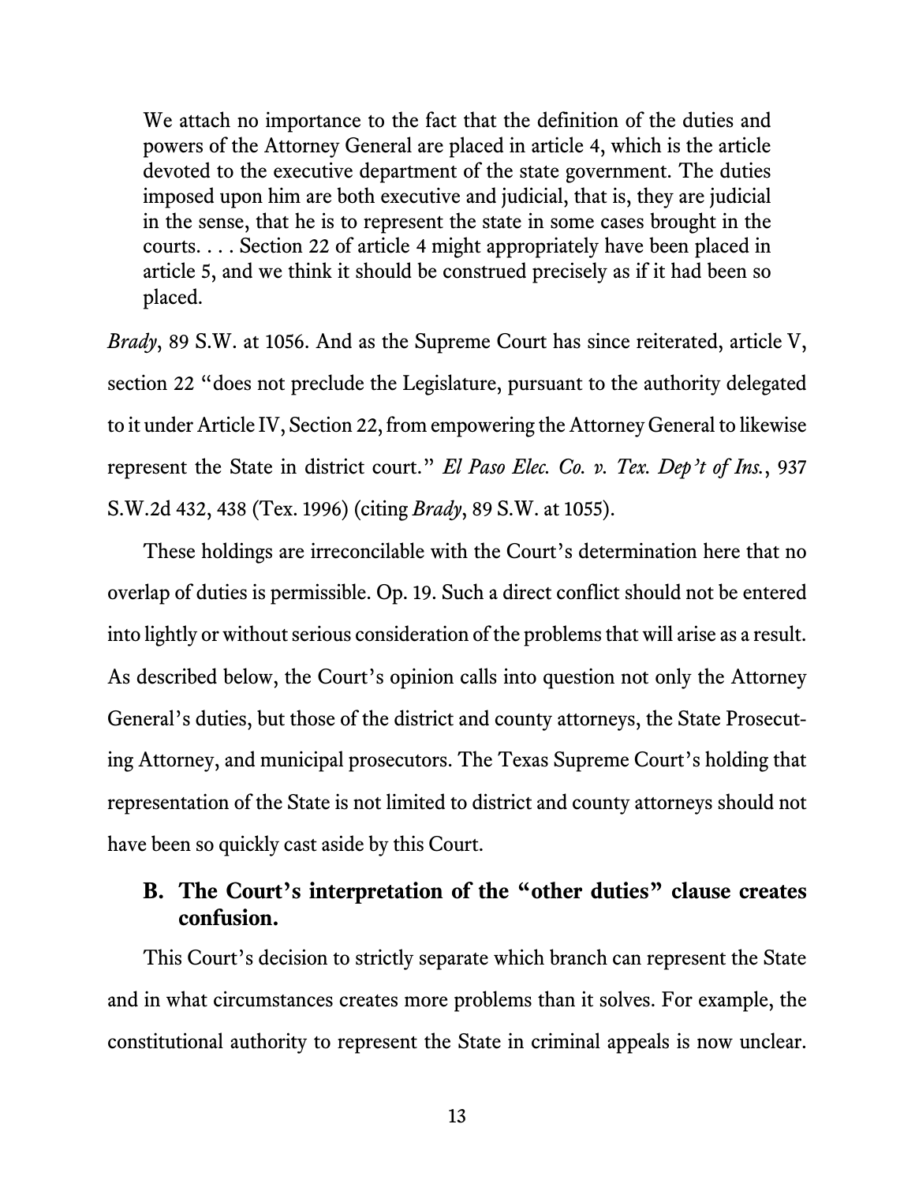> We attach no importance to the fact that the definition of the duties and powers of the Attorney General are placed in article 4, which is the article devoted to the executive department of the state government. The duties imposed upon him are both executive and judicial, that is, they are judicial in the sense, that he is to represent the state in some cases brought in the courts. . . . Section 22 of article 4 might appropriately have been placed in article 5, and we think it should be construed precisely as if it had been so placed.

*Brady*, 89 S.W. at 1056. And as the Supreme Court has since reiterated, article V, section 22 "does not preclude the Legislature, pursuant to the authority delegated to it under Article IV, Section 22, from empowering the Attorney General to likewise represent the State in district court." *El Paso Elec. Co. v. Tex. Dep't of Ins.*, 937 S.W.2d 432, 438 (Tex. 1996) (citing *Brady*, 89 S.W. at 1055).

These holdings are irreconcilable with the Court's determination here that no overlap of duties is permissible. Op. 19. Such a direct conflict should not be entered into lightly or without serious consideration of the problems that will arise as a result. As described below, the Court's opinion calls into question not only the Attorney General's duties, but those of the district and county attorneys, the State Prosecuting Attorney, and municipal prosecutors. The Texas Supreme Court's holding that representation of the State is not limited to district and county attorneys should not have been so quickly cast aside by this Court.

### B. The Court's interpretation of the "other duties" clause creates confusion.

This Court's decision to strictly separate which branch can represent the State and in what circumstances creates more problems than it solves. For example, the constitutional authority to represent the State in criminal appeals is now unclear.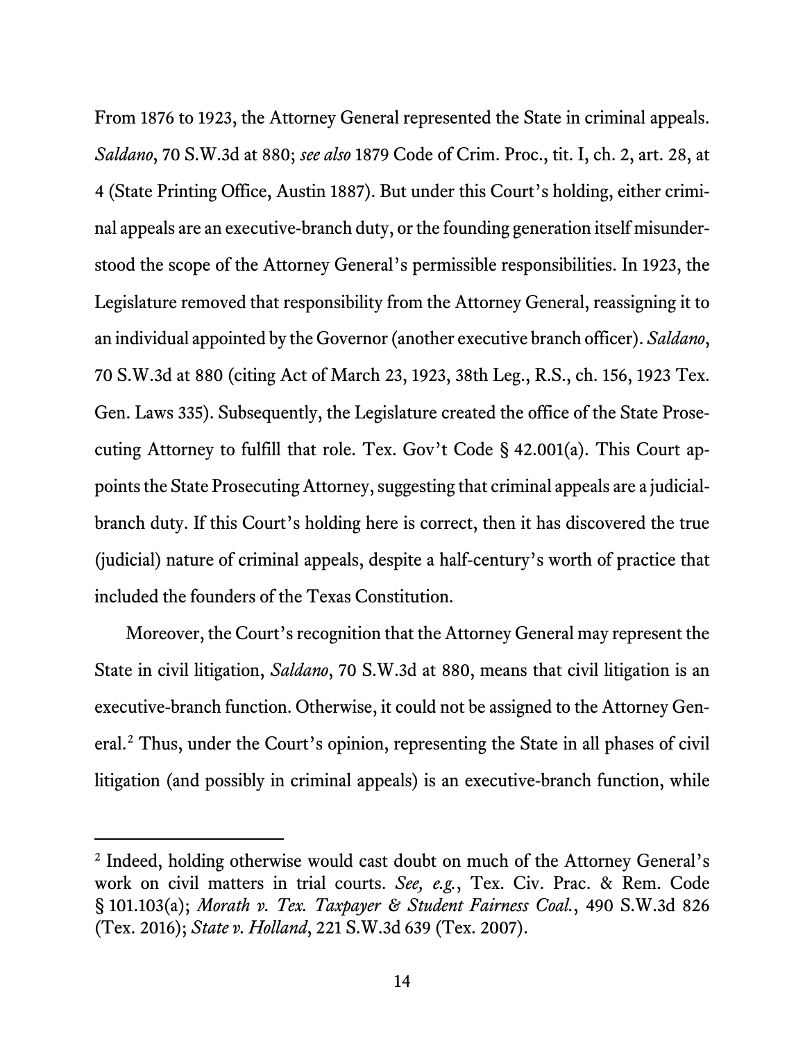From 1876 to 1923, the Attorney General represented the State in criminal appeals. *Saldano*, 70 S.W.3d at 880; *see also* 1879 Code of Crim. Proc., tit. I, ch. 2, art. 28, at 4 (State Printing Office, Austin 1887). But under this Court's holding, either criminal appeals are an executive-branch duty, or the founding generation itself misunderstood the scope of the Attorney General's permissible responsibilities. In 1923, the Legislature removed that responsibility from the Attorney General, reassigning it to an individual appointed by the Governor (another executive branch officer). *Saldano*, 70 S.W.3d at 880 (citing Act of March 23, 1923, 38th Leg., R.S., ch. 156, 1923 Tex. Gen. Laws 335). Subsequently, the Legislature created the office of the State Prosecuting Attorney to fulfill that role. Tex. Gov't Code § 42.001(a). This Court appoints the State Prosecuting Attorney, suggesting that criminal appeals are a judicial-branch duty. If this Court's holding here is correct, then it has discovered the true (judicial) nature of criminal appeals, despite a half-century's worth of practice that included the founders of the Texas Constitution.

Moreover, the Court's recognition that the Attorney General may represent the State in civil litigation, *Saldano*, 70 S.W.3d at 880, means that civil litigation is an executive-branch function. Otherwise, it could not be assigned to the Attorney General.[2] Thus, under the Court's opinion, representing the State in all phases of civil litigation (and possibly in criminal appeals) is an executive-branch function, while

[2] Indeed, holding otherwise would cast doubt on much of the Attorney General's work on civil matters in trial courts. *See, e.g.*, Tex. Civ. Prac. & Rem. Code § 101.103(a); *Morath v. Tex. Taxpayer & Student Fairness Coal.*, 490 S.W.3d 826 (Tex. 2016); *State v. Holland*, 221 S.W.3d 639 (Tex. 2007).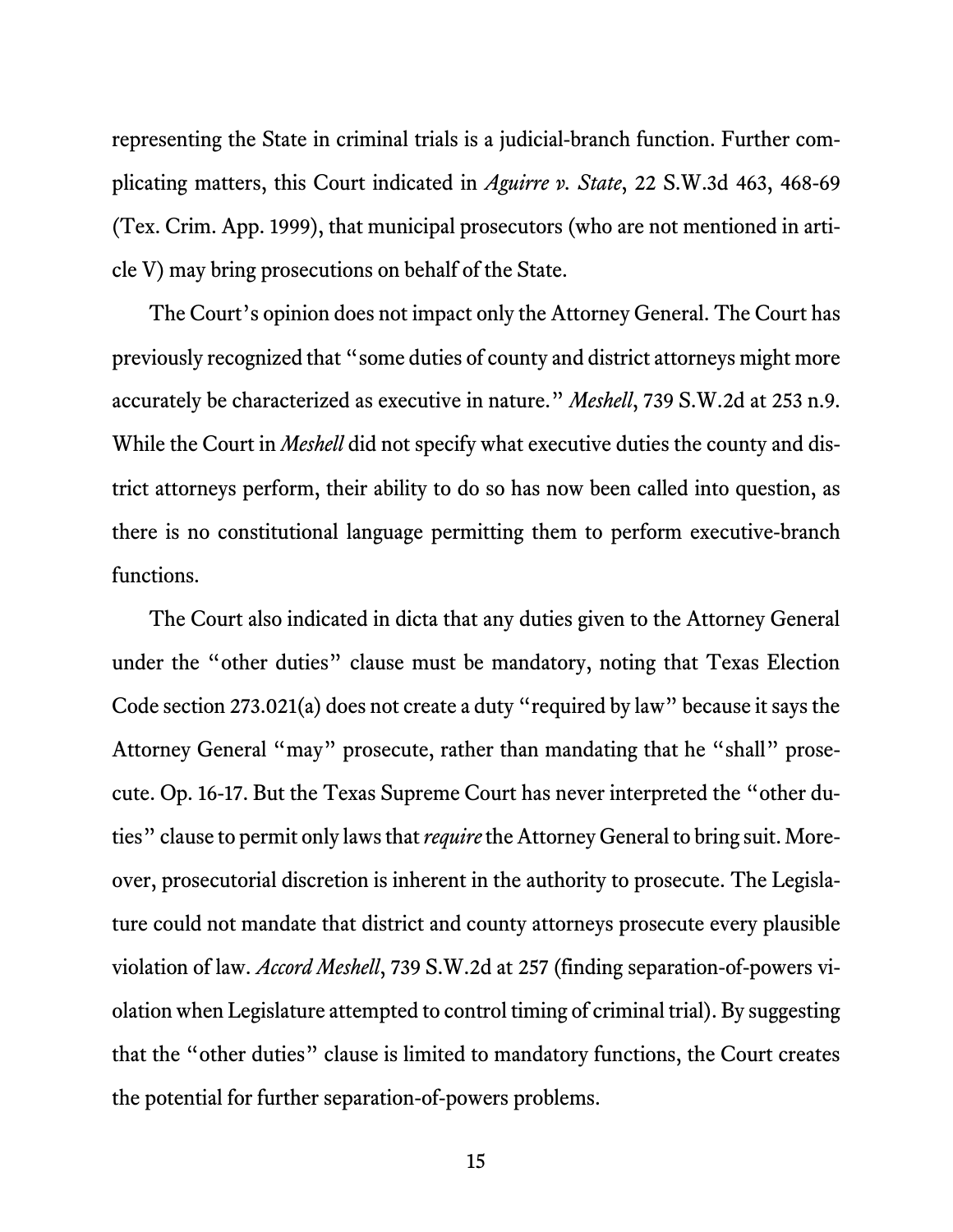representing the State in criminal trials is a judicial-branch function. Further complicating matters, this Court indicated in *Aguirre v. State*, 22 S.W.3d 463, 468-69 (Tex. Crim. App. 1999), that municipal prosecutors (who are not mentioned in article V) may bring prosecutions on behalf of the State.

The Court's opinion does not impact only the Attorney General. The Court has previously recognized that "some duties of county and district attorneys might more accurately be characterized as executive in nature." *Meshell*, 739 S.W.2d at 253 n.9. While the Court in *Meshell* did not specify what executive duties the county and district attorneys perform, their ability to do so has now been called into question, as there is no constitutional language permitting them to perform executive-branch functions.

The Court also indicated in dicta that any duties given to the Attorney General under the "other duties" clause must be mandatory, noting that Texas Election Code section 273.021(a) does not create a duty "required by law" because it says the Attorney General "may" prosecute, rather than mandating that he "shall" prosecute. Op. 16-17. But the Texas Supreme Court has never interpreted the "other duties" clause to permit only laws that *require* the Attorney General to bring suit. Moreover, prosecutorial discretion is inherent in the authority to prosecute. The Legislature could not mandate that district and county attorneys prosecute every plausible violation of law. *Accord Meshell*, 739 S.W.2d at 257 (finding separation-of-powers violation when Legislature attempted to control timing of criminal trial). By suggesting that the "other duties" clause is limited to mandatory functions, the Court creates the potential for further separation-of-powers problems.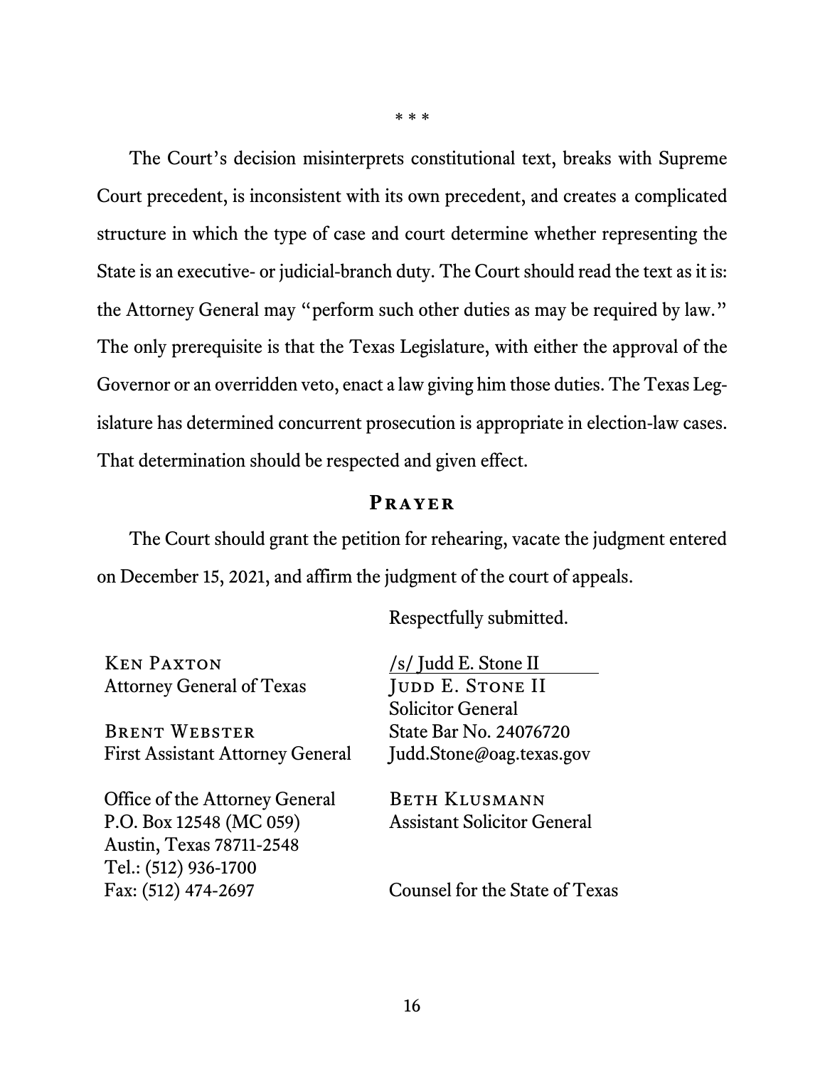\* \* \*

The Court's decision misinterprets constitutional text, breaks with Supreme Court precedent, is inconsistent with its own precedent, and creates a complicated structure in which the type of case and court determine whether representing the State is an executive- or judicial-branch duty. The Court should read the text as it is: the Attorney General may "perform such other duties as may be required by law." The only prerequisite is that the Texas Legislature, with either the approval of the Governor or an overridden veto, enact a law giving him those duties. The Texas Legislature has determined concurrent prosecution is appropriate in election-law cases. That determination should be respected and given effect.

## Prayer

The Court should grant the petition for rehearing, vacate the judgment entered on December 15, 2021, and affirm the judgment of the court of appeals.

Respectfully submitted.

Ken Paxton
Attorney General of Texas

Brent Webster
First Assistant Attorney General

Office of the Attorney General
P.O. Box 12548 (MC 059)
Austin, Texas 78711-2548
Tel.: (512) 936-1700
Fax: (512) 474-2697

/s/ Judd E. Stone II
Judd E. Stone II
Solicitor General
State Bar No. 24076720
Judd.Stone@oag.texas.gov

Beth Klusmann
Assistant Solicitor General

Counsel for the State of Texas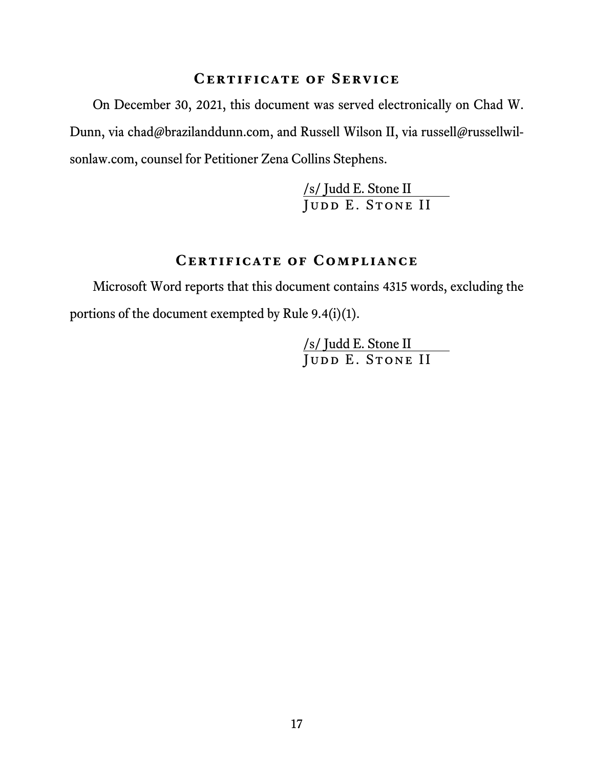## Certificate of Service

On December 30, 2021, this document was served electronically on Chad W. Dunn, via chad@brazilanddunn.com, and Russell Wilson II, via russell@russellwilsonlaw.com, counsel for Petitioner Zena Collins Stephens.

/s/ Judd E. Stone II
JUDD E. STONE II

## Certificate of Compliance

Microsoft Word reports that this document contains 4315 words, excluding the portions of the document exempted by Rule 9.4(i)(1).

/s/ Judd E. Stone II
JUDD E. STONE II